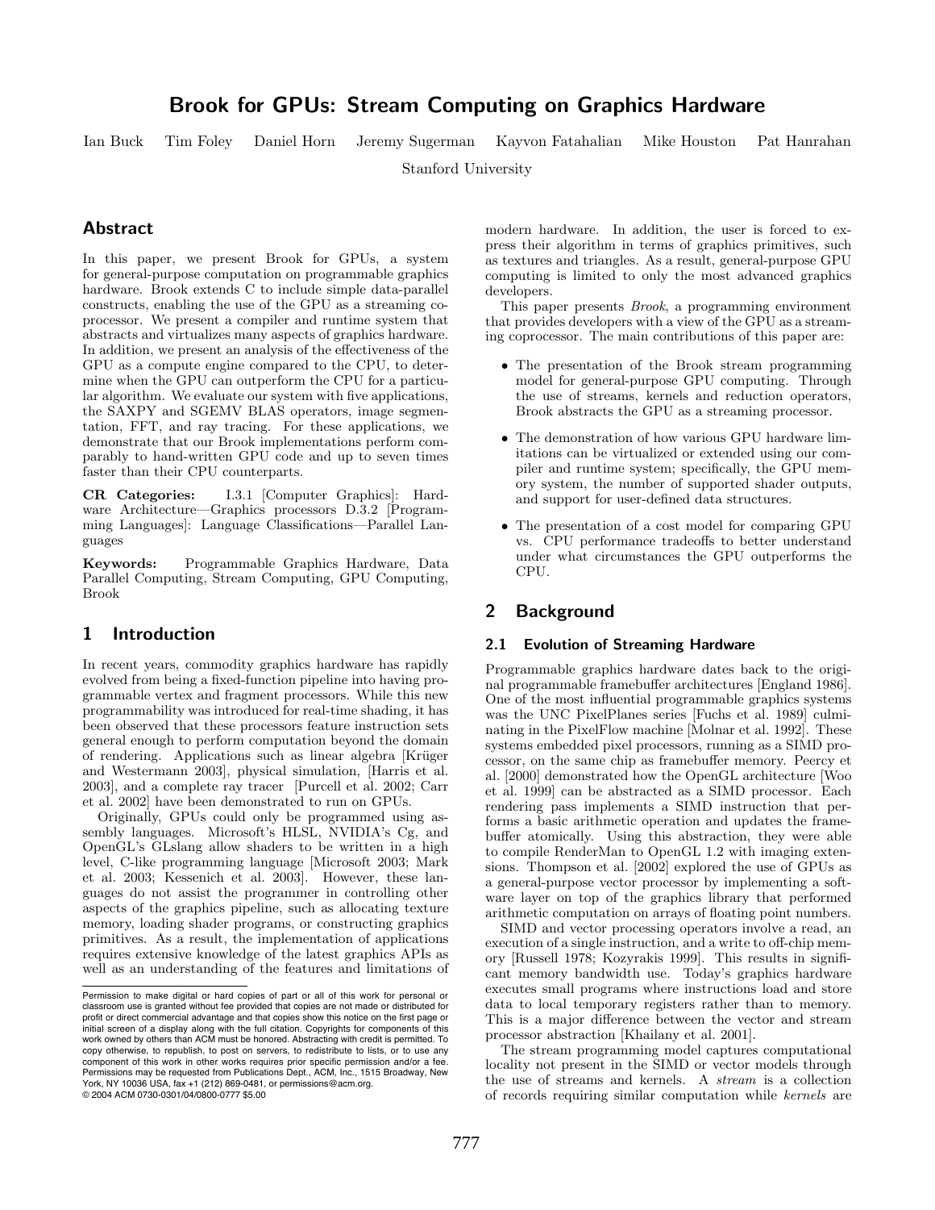# Brook for GPUs: Stream Computing on Graphics Hardware

Ian Buck  Tim Foley  Daniel Horn  Jeremy Sugerman  Kayvon Fatahalian  Mike Houston  Pat Hanrahan

Stanford University

## Abstract

In this paper, we present Brook for GPUs, a system for general-purpose computation on programmable graphics hardware. Brook extends C to include simple data-parallel constructs, enabling the use of the GPU as a streaming coprocessor. We present a compiler and runtime system that abstracts and virtualizes many aspects of graphics hardware. In addition, we present an analysis of the effectiveness of the GPU as a compute engine compared to the CPU, to determine when the GPU can outperform the CPU for a particular algorithm. We evaluate our system with five applications, the SAXPY and SGEMV BLAS operators, image segmentation, FFT, and ray tracing. For these applications, we demonstrate that our Brook implementations perform comparably to hand-written GPU code and up to seven times faster than their CPU counterparts.

**CR Categories:** I.3.1 [Computer Graphics]: Hardware Architecture—Graphics processors D.3.2 [Programming Languages]: Language Classifications—Parallel Languages

**Keywords:** Programmable Graphics Hardware, Data Parallel Computing, Stream Computing, GPU Computing, Brook

## 1 Introduction

In recent years, commodity graphics hardware has rapidly evolved from being a fixed-function pipeline into having programmable vertex and fragment processors. While this new programmability was introduced for real-time shading, it has been observed that these processors feature instruction sets general enough to perform computation beyond the domain of rendering. Applications such as linear algebra [Krüger and Westermann 2003], physical simulation, [Harris et al. 2003], and a complete ray tracer [Purcell et al. 2002; Carr et al. 2002] have been demonstrated to run on GPUs.

Originally, GPUs could only be programmed using assembly languages. Microsoft's HLSL, NVIDIA's Cg, and OpenGL's GLslang allow shaders to be written in a high level, C-like programming language [Microsoft 2003; Mark et al. 2003; Kessenich et al. 2003]. However, these languages do not assist the programmer in controlling other aspects of the graphics pipeline, such as allocating texture memory, loading shader programs, or constructing graphics primitives. As a result, the implementation of applications requires extensive knowledge of the latest graphics APIs as well as an understanding of the features and limitations of modern hardware. In addition, the user is forced to express their algorithm in terms of graphics primitives, such as textures and triangles. As a result, general-purpose GPU computing is limited to only the most advanced graphics developers.

This paper presents *Brook*, a programming environment that provides developers with a view of the GPU as a streaming coprocessor. The main contributions of this paper are:

- The presentation of the Brook stream programming model for general-purpose GPU computing. Through the use of streams, kernels and reduction operators, Brook abstracts the GPU as a streaming processor.
- The demonstration of how various GPU hardware limitations can be virtualized or extended using our compiler and runtime system; specifically, the GPU memory system, the number of supported shader outputs, and support for user-defined data structures.
- The presentation of a cost model for comparing GPU vs. CPU performance tradeoffs to better understand under what circumstances the GPU outperforms the CPU.

## 2 Background

### 2.1 Evolution of Streaming Hardware

Programmable graphics hardware dates back to the original programmable framebuffer architectures [England 1986]. One of the most influential programmable graphics systems was the UNC PixelPlanes series [Fuchs et al. 1989] culminating in the PixelFlow machine [Molnar et al. 1992]. These systems embedded pixel processors, running as a SIMD processor, on the same chip as framebuffer memory. Peercy et al. [2000] demonstrated how the OpenGL architecture [Woo et al. 1999] can be abstracted as a SIMD processor. Each rendering pass implements a SIMD instruction that performs a basic arithmetic operation and updates the framebuffer atomically. Using this abstraction, they were able to compile RenderMan to OpenGL 1.2 with imaging extensions. Thompson et al. [2002] explored the use of GPUs as a general-purpose vector processor by implementing a software layer on top of the graphics library that performed arithmetic computation on arrays of floating point numbers.

SIMD and vector processing operators involve a read, an execution of a single instruction, and a write to off-chip memory [Russell 1978; Kozyrakis 1999]. This results in significant memory bandwidth use. Today's graphics hardware executes small programs where instructions load and store data to local temporary registers rather than to memory. This is a major difference between the vector and stream processor abstraction [Khailany et al. 2001].

The stream programming model captures computational locality not present in the SIMD or vector models through the use of streams and kernels. A *stream* is a collection of records requiring similar computation while *kernels* are

Permission to make digital or hard copies of part or all of this work for personal or classroom use is granted without fee provided that copies are not made or distributed for profit or direct commercial advantage and that copies show this notice on the first page or initial screen of a display along with the full citation. Copyrights for components of this work owned by others than ACM must be honored. Abstracting with credit is permitted. To copy otherwise, to republish, to post on servers, to redistribute to lists, or to use any component of this work in other works requires prior specific permission and/or a fee. Permissions may be requested from Publications Dept., ACM, Inc., 1515 Broadway, New York, NY 10036 USA, fax +1 (212) 869-0481, or permissions@acm.org.
© 2004 ACM 0730-0301/04/0800-0777 $5.00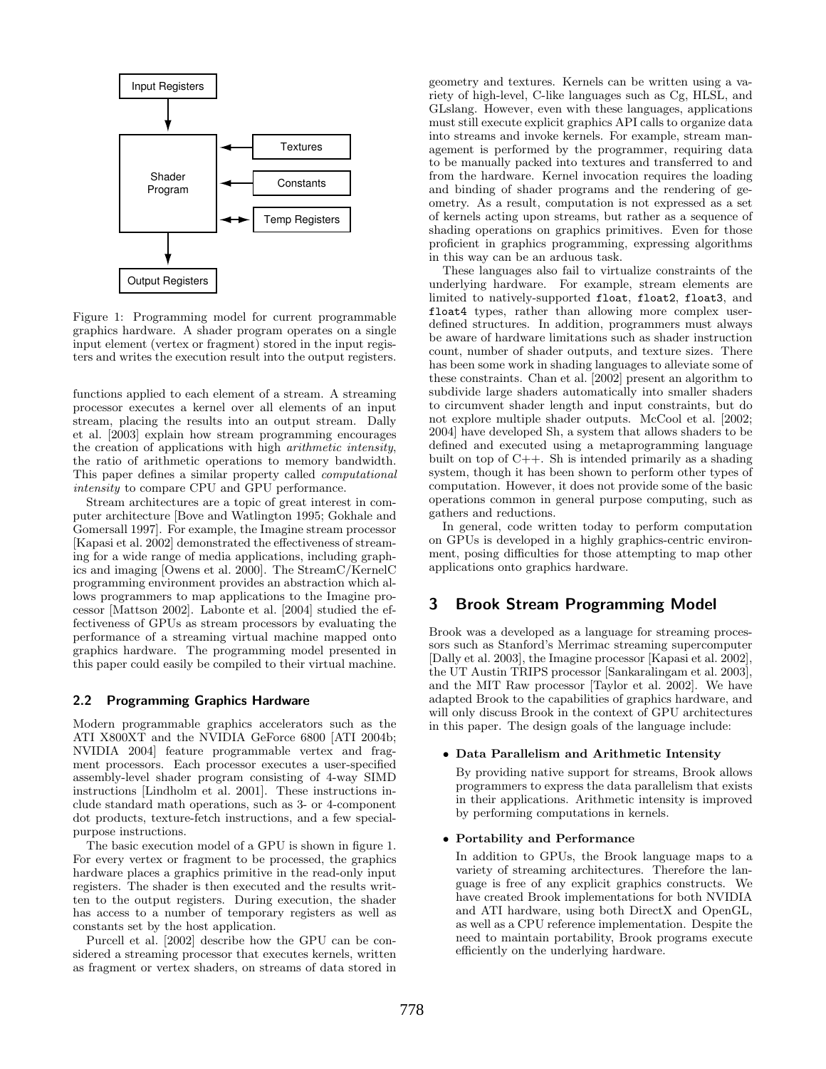Figure 1: Programming model for current programmable graphics hardware. A shader program operates on a single input element (vertex or fragment) stored in the input registers and writes the execution result into the output registers.

functions applied to each element of a stream. A streaming processor executes a kernel over all elements of an input stream, placing the results into an output stream. Dally et al. [2003] explain how stream programming encourages the creation of applications with high *arithmetic intensity*, the ratio of arithmetic operations to memory bandwidth. This paper defines a similar property called *computational intensity* to compare CPU and GPU performance.

Stream architectures are a topic of great interest in computer architecture [Bove and Watlington 1995; Gokhale and Gomersall 1997]. For example, the Imagine stream processor [Kapasi et al. 2002] demonstrated the effectiveness of streaming for a wide range of media applications, including graphics and imaging [Owens et al. 2000]. The StreamC/KernelC programming environment provides an abstraction which allows programmers to map applications to the Imagine processor [Mattson 2002]. Labonte et al. [2004] studied the effectiveness of GPUs as stream processors by evaluating the performance of a streaming virtual machine mapped onto graphics hardware. The programming model presented in this paper could easily be compiled to their virtual machine.

### 2.2 Programming Graphics Hardware

Modern programmable graphics accelerators such as the ATI X800XT and the NVIDIA GeForce 6800 [ATI 2004b; NVIDIA 2004] feature programmable vertex and fragment processors. Each processor executes a user-specified assembly-level shader program consisting of 4-way SIMD instructions [Lindholm et al. 2001]. These instructions include standard math operations, such as 3- or 4-component dot products, texture-fetch instructions, and a few special-purpose instructions.

The basic execution model of a GPU is shown in figure 1. For every vertex or fragment to be processed, the graphics hardware places a graphics primitive in the read-only input registers. The shader is then executed and the results written to the output registers. During execution, the shader has access to a number of temporary registers as well as constants set by the host application.

Purcell et al. [2002] describe how the GPU can be considered a streaming processor that executes kernels, written as fragment or vertex shaders, on streams of data stored in geometry and textures. Kernels can be written using a variety of high-level, C-like languages such as Cg, HLSL, and GLslang. However, even with these languages, applications must still execute explicit graphics API calls to organize data into streams and invoke kernels. For example, stream management is performed by the programmer, requiring data to be manually packed into textures and transferred to and from the hardware. Kernel invocation requires the loading and binding of shader programs and the rendering of geometry. As a result, computation is not expressed as a set of kernels acting upon streams, but rather as a sequence of shading operations on graphics primitives. Even for those proficient in graphics programming, expressing algorithms in this way can be an arduous task.

These languages also fail to virtualize constraints of the underlying hardware. For example, stream elements are limited to natively-supported `float`, `float2`, `float3`, and `float4` types, rather than allowing more complex user-defined structures. In addition, programmers must always be aware of hardware limitations such as shader instruction count, number of shader outputs, and texture sizes. There has been some work in shading languages to alleviate some of these constraints. Chan et al. [2002] present an algorithm to subdivide large shaders automatically into smaller shaders to circumvent shader length and input constraints, but do not explore multiple shader outputs. McCool et al. [2002; 2004] have developed Sh, a system that allows shaders to be defined and executed using a metaprogramming language built on top of C++. Sh is intended primarily as a shading system, though it has been shown to perform other types of computation. However, it does not provide some of the basic operations common in general purpose computing, such as gathers and reductions.

In general, code written today to perform computation on GPUs is developed in a highly graphics-centric environment, posing difficulties for those attempting to map other applications onto graphics hardware.

## 3 Brook Stream Programming Model

Brook was a developed as a language for streaming processors such as Stanford's Merrimac streaming supercomputer [Dally et al. 2003], the Imagine processor [Kapasi et al. 2002], the UT Austin TRIPS processor [Sankaralingam et al. 2003], and the MIT Raw processor [Taylor et al. 2002]. We have adapted Brook to the capabilities of graphics hardware, and will only discuss Brook in the context of GPU architectures in this paper. The design goals of the language include:

- **Data Parallelism and Arithmetic Intensity**

  By providing native support for streams, Brook allows programmers to express the data parallelism that exists in their applications. Arithmetic intensity is improved by performing computations in kernels.

- **Portability and Performance**

  In addition to GPUs, the Brook language maps to a variety of streaming architectures. Therefore the language is free of any explicit graphics constructs. We have created Brook implementations for both NVIDIA and ATI hardware, using both DirectX and OpenGL, as well as a CPU reference implementation. Despite the need to maintain portability, Brook programs execute efficiently on the underlying hardware.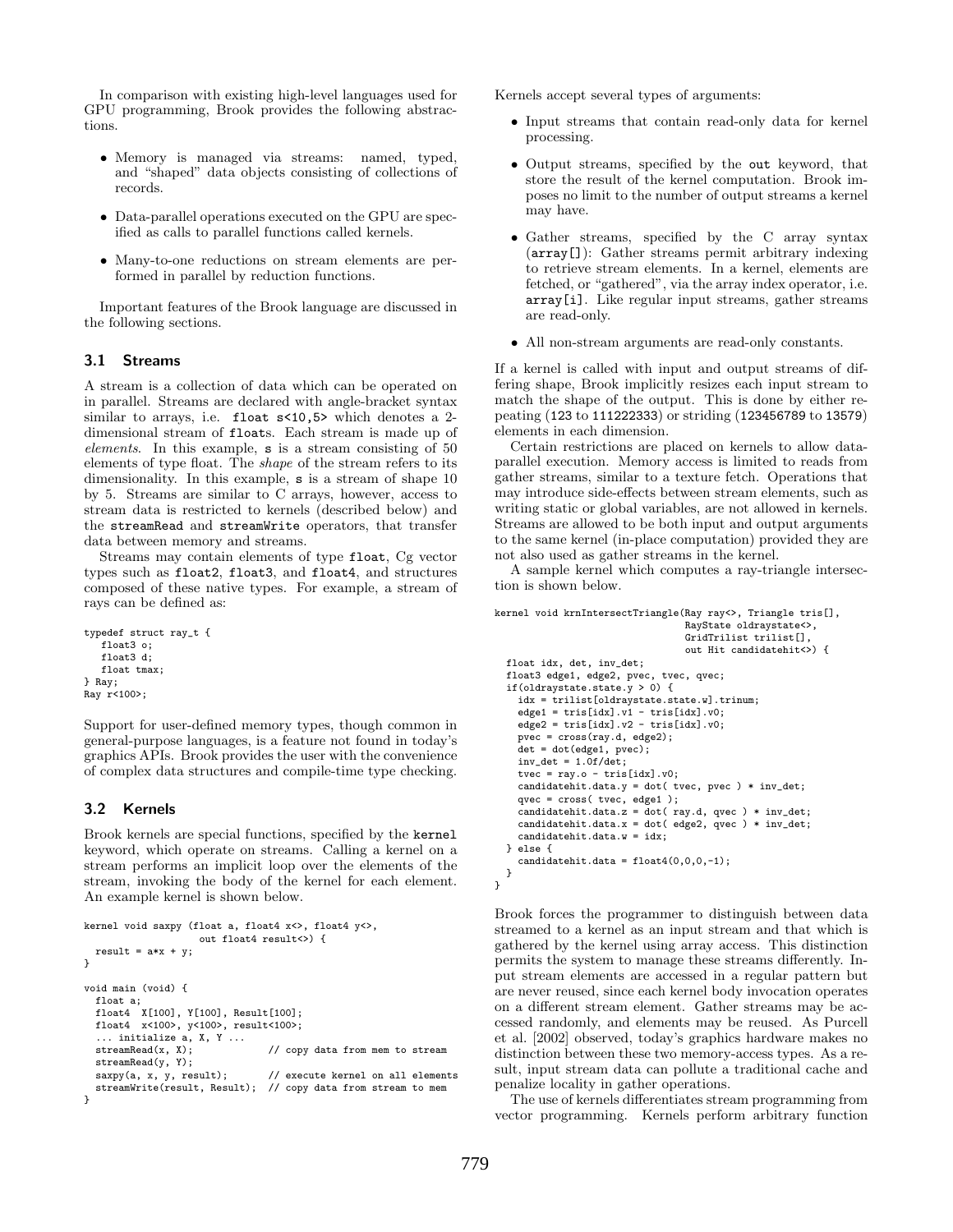In comparison with existing high-level languages used for GPU programming, Brook provides the following abstractions.

- Memory is managed via streams: named, typed, and "shaped" data objects consisting of collections of records.
- Data-parallel operations executed on the GPU are specified as calls to parallel functions called kernels.
- Many-to-one reductions on stream elements are performed in parallel by reduction functions.

Important features of the Brook language are discussed in the following sections.

### 3.1 Streams

A stream is a collection of data which can be operated on in parallel. Streams are declared with angle-bracket syntax similar to arrays, i.e. `float s<10,5>` which denotes a 2-dimensional stream of `float`s. Each stream is made up of *elements*. In this example, `s` is a stream consisting of 50 elements of type float. The *shape* of the stream refers to its dimensionality. In this example, `s` is a stream of shape 10 by 5. Streams are similar to C arrays, however, access to stream data is restricted to kernels (described below) and the `streamRead` and `streamWrite` operators, that transfer data between memory and streams.

Streams may contain elements of type `float`, Cg vector types such as `float2`, `float3`, and `float4`, and structures composed of these native types. For example, a stream of rays can be defined as:

```
typedef struct ray_t {
   float3 o;
   float3 d;
   float tmax;
} Ray;
Ray r<100>;
```

Support for user-defined memory types, though common in general-purpose languages, is a feature not found in today's graphics APIs. Brook provides the user with the convenience of complex data structures and compile-time type checking.

### 3.2 Kernels

Brook kernels are special functions, specified by the `kernel` keyword, which operate on streams. Calling a kernel on a stream performs an implicit loop over the elements of the stream, invoking the body of the kernel for each element. An example kernel is shown below.

```
kernel void saxpy (float a, float4 x<>, float4 y<>,
                   out float4 result<>) {
  result = a*x + y;
}

void main (void) {
  float a;
  float4  X[100], Y[100], Result[100];
  float4  x<100>, y<100>, result<100>;
  ... initialize a, X, Y ...
  streamRead(x, X);             // copy data from mem to stream
  streamRead(y, Y);
  saxpy(a, x, y, result);       // execute kernel on all elements
  streamWrite(result, Result);  // copy data from stream to mem
}
```

Kernels accept several types of arguments:

- Input streams that contain read-only data for kernel processing.
- Output streams, specified by the `out` keyword, that store the result of the kernel computation. Brook imposes no limit to the number of output streams a kernel may have.
- Gather streams, specified by the C array syntax (`array[]`): Gather streams permit arbitrary indexing to retrieve stream elements. In a kernel, elements are fetched, or "gathered", via the array index operator, i.e. `array[i]`. Like regular input streams, gather streams are read-only.
- All non-stream arguments are read-only constants.

If a kernel is called with input and output streams of differing shape, Brook implicitly resizes each input stream to match the shape of the output. This is done by either repeating (`123` to `111222333`) or striding (`123456789` to `13579`) elements in each dimension.

Certain restrictions are placed on kernels to allow data-parallel execution. Memory access is limited to reads from gather streams, similar to a texture fetch. Operations that may introduce side-effects between stream elements, such as writing static or global variables, are not allowed in kernels. Streams are allowed to be both input and output arguments to the same kernel (in-place computation) provided they are not also used as gather streams in the kernel.

A sample kernel which computes a ray-triangle intersection is shown below.

```
kernel void krnIntersectTriangle(Ray ray<>, Triangle tris[],
                                 RayState oldraystate<>,
                                 GridTrilist trilist[],
                                 out Hit candidatehit<>) {
  float idx, det, inv_det;
  float3 edge1, edge2, pvec, tvec, qvec;
  if(oldraystate.state.y > 0) {
    idx = trilist[oldraystate.state.w].trinum;
    edge1 = tris[idx].v1 - tris[idx].v0;
    edge2 = tris[idx].v2 - tris[idx].v0;
    pvec = cross(ray.d, edge2);
    det = dot(edge1, pvec);
    inv_det = 1.0f/det;
    tvec = ray.o - tris[idx].v0;
    candidatehit.data.y = dot( tvec, pvec ) * inv_det;
    qvec = cross( tvec, edge1 );
    candidatehit.data.z = dot( ray.d, qvec ) * inv_det;
    candidatehit.data.x = dot( edge2, qvec ) * inv_det;
    candidatehit.data.w = idx;
  } else {
    candidatehit.data = float4(0,0,0,-1);
  }
}
```

Brook forces the programmer to distinguish between data streamed to a kernel as an input stream and that which is gathered by the kernel using array access. This distinction permits the system to manage these streams differently. Input stream elements are accessed in a regular pattern but are never reused, since each kernel body invocation operates on a different stream element. Gather streams may be accessed randomly, and elements may be reused. As Purcell et al. [2002] observed, today's graphics hardware makes no distinction between these two memory-access types. As a result, input stream data can pollute a traditional cache and penalize locality in gather operations.

The use of kernels differentiates stream programming from vector programming. Kernels perform arbitrary function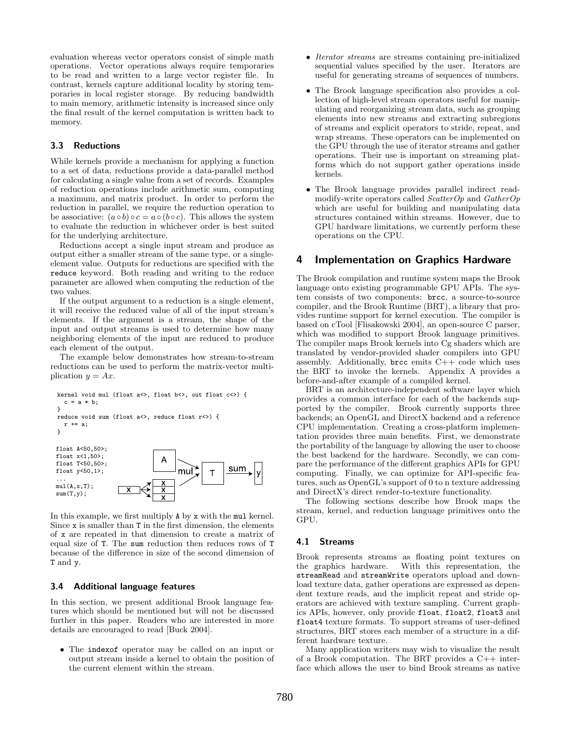evaluation whereas vector operators consist of simple math operations. Vector operations always require temporaries to be read and written to a large vector register file. In contrast, kernels capture additional locality by storing temporaries in local register storage. By reducing bandwidth to main memory, arithmetic intensity is increased since only the final result of the kernel computation is written back to memory.

### 3.3 Reductions

While kernels provide a mechanism for applying a function to a set of data, reductions provide a data-parallel method for calculating a single value from a set of records. Examples of reduction operations include arithmetic sum, computing a maximum, and matrix product. In order to perform the reduction in parallel, we require the reduction operation to be associative: $(a \circ b) \circ c = a \circ (b \circ c)$. This allows the system to evaluate the reduction in whichever order is best suited for the underlying architecture.

Reductions accept a single input stream and produce as output either a smaller stream of the same type, or a single-element value. Outputs for reductions are specified with the `reduce` keyword. Both reading and writing to the reduce parameter are allowed when computing the reduction of the two values.

If the output argument to a reduction is a single element, it will receive the reduced value of all of the input stream's elements. If the argument is a stream, the shape of the input and output streams is used to determine how many neighboring elements of the input are reduced to produce each element of the output.

The example below demonstrates how stream-to-stream reductions can be used to perform the matrix-vector multiplication $y = Ax$.

```
kernel void mul (float a<>, float b<>, out float c<>) {
  c = a * b;
}
reduce void sum (float a<>, reduce float r<>) {
  r += a;
}

float A<50,50>;
float x<1,50>;
float T<50,50>;
float y<50,1>;
...
mul(A,x,T);
sum(T,y);
```

In this example, we first multiply `A` by `x` with the `mul` kernel. Since `x` is smaller than `T` in the first dimension, the elements of `x` are repeated in that dimension to create a matrix of equal size of `T`. The `sum` reduction then reduces rows of `T` because of the difference in size of the second dimension of `T` and `y`.

### 3.4 Additional language features

In this section, we present additional Brook language features which should be mentioned but will not be discussed further in this paper. Readers who are interested in more details are encouraged to read [Buck 2004].

- The `indexof` operator may be called on an input or output stream inside a kernel to obtain the position of the current element within the stream.
- *Iterator streams* are streams containing pre-initialized sequential values specified by the user. Iterators are useful for generating streams of sequences of numbers.
- The Brook language specification also provides a collection of high-level stream operators useful for manipulating and reorganizing stream data, such as grouping elements into new streams and extracting subregions of streams and explicit operators to stride, repeat, and wrap streams. These operators can be implemented on the GPU through the use of iterator streams and gather operations. Their use is important on streaming platforms which do not support gather operations inside kernels.
- The Brook language provides parallel indirect read-modify-write operators called *ScatterOp* and *GatherOp* which are useful for building and manipulating data structures contained within streams. However, due to GPU hardware limitations, we currently perform these operations on the CPU.

## 4 Implementation on Graphics Hardware

The Brook compilation and runtime system maps the Brook language onto existing programmable GPU APIs. The system consists of two components: `brcc`, a source-to-source compiler, and the Brook Runtime (BRT), a library that provides runtime support for kernel execution. The compiler is based on cTool [Flisakowski 2004], an open-source C parser, which was modified to support Brook language primitives. The compiler maps Brook kernels into Cg shaders which are translated by vendor-provided shader compilers into GPU assembly. Additionally, `brcc` emits C++ code which uses the BRT to invoke the kernels. Appendix A provides a before-and-after example of a compiled kernel.

BRT is an architecture-independent software layer which provides a common interface for each of the backends supported by the compiler. Brook currently supports three backends; an OpenGL and DirectX backend and a reference CPU implementation. Creating a cross-platform implementation provides three main benefits. First, we demonstrate the portability of the language by allowing the user to choose the best backend for the hardware. Secondly, we can compare the performance of the different graphics APIs for GPU computing. Finally, we can optimize for API-specific features, such as OpenGL's support of 0 to n texture addressing and DirectX's direct render-to-texture functionality.

The following sections describe how Brook maps the stream, kernel, and reduction language primitives onto the GPU.

### 4.1 Streams

Brook represents streams as floating point textures on the graphics hardware. With this representation, the `streamRead` and `streamWrite` operators upload and download texture data, gather operations are expressed as dependent texture reads, and the implicit repeat and stride operators are achieved with texture sampling. Current graphics APIs, however, only provide `float`, `float2`, `float3` and `float4` texture formats. To support streams of user-defined structures, BRT stores each member of a structure in a different hardware texture.

Many application writers may wish to visualize the result of a Brook computation. The BRT provides a C++ interface which allows the user to bind Brook streams as native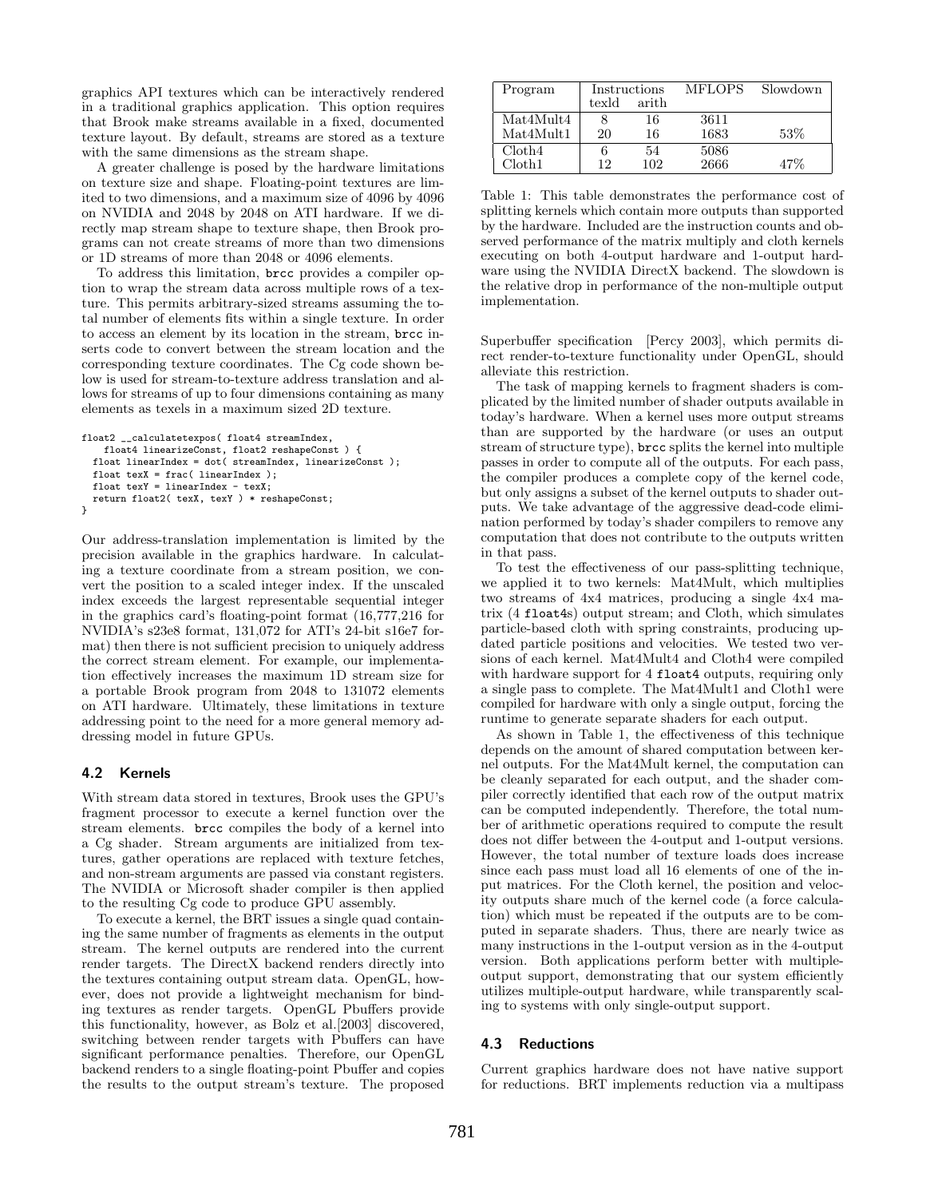graphics API textures which can be interactively rendered in a traditional graphics application. This option requires that Brook make streams available in a fixed, documented texture layout. By default, streams are stored as a texture with the same dimensions as the stream shape.

A greater challenge is posed by the hardware limitations on texture size and shape. Floating-point textures are limited to two dimensions, and a maximum size of 4096 by 4096 on NVIDIA and 2048 by 2048 on ATI hardware. If we directly map stream shape to texture shape, then Brook programs can not create streams of more than two dimensions or 1D streams of more than 2048 or 4096 elements.

To address this limitation, brcc provides a compiler option to wrap the stream data across multiple rows of a texture. This permits arbitrary-sized streams assuming the total number of elements fits within a single texture. In order to access an element by its location in the stream, brcc inserts code to convert between the stream location and the corresponding texture coordinates. The Cg code shown below is used for stream-to-texture address translation and allows for streams of up to four dimensions containing as many elements as texels in a maximum sized 2D texture.

```
float2 __calculatetexpos( float4 streamIndex,
    float4 linearizeConst, float2 reshapeConst ) {
  float linearIndex = dot( streamIndex, linearizeConst );
  float texX = frac( linearIndex );
  float texY = linearIndex - texX;
  return float2( texX, texY ) * reshapeConst;
}
```

Our address-translation implementation is limited by the precision available in the graphics hardware. In calculating a texture coordinate from a stream position, we convert the position to a scaled integer index. If the unscaled index exceeds the largest representable sequential integer in the graphics card's floating-point format (16,777,216 for NVIDIA's s23e8 format, 131,072 for ATI's 24-bit s16e7 format) then there is not sufficient precision to uniquely address the correct stream element. For example, our implementation effectively increases the maximum 1D stream size for a portable Brook program from 2048 to 131072 elements on ATI hardware. Ultimately, these limitations in texture addressing point to the need for a more general memory addressing model in future GPUs.

### 4.2 Kernels

With stream data stored in textures, Brook uses the GPU's fragment processor to execute a kernel function over the stream elements. brcc compiles the body of a kernel into a Cg shader. Stream arguments are initialized from textures, gather operations are replaced with texture fetches, and non-stream arguments are passed via constant registers. The NVIDIA or Microsoft shader compiler is then applied to the resulting Cg code to produce GPU assembly.

To execute a kernel, the BRT issues a single quad containing the same number of fragments as elements in the output stream. The kernel outputs are rendered into the current render targets. The DirectX backend renders directly into the textures containing output stream data. OpenGL, however, does not provide a lightweight mechanism for binding textures as render targets. OpenGL Pbuffers provide this functionality, however, as Bolz et al.[2003] discovered, switching between render targets with Pbuffers can have significant performance penalties. Therefore, our OpenGL backend renders to a single floating-point Pbuffer and copies the results to the output stream's texture. The proposed Superbuffer specification [Percy 2003], which permits direct render-to-texture functionality under OpenGL, should alleviate this restriction.

| Program | Instructions | | MFLOPS | Slowdown |
|---|---|---|---|---|
| | texld | arith | | |
| Mat4Mult4 | 8 | 16 | 3611 | |
| Mat4Mult1 | 20 | 16 | 1683 | 53% |
| Cloth4 | 6 | 54 | 5086 | |
| Cloth1 | 12 | 102 | 2666 | 47% |

Table 1: This table demonstrates the performance cost of splitting kernels which contain more outputs than supported by the hardware. Included are the instruction counts and observed performance of the matrix multiply and cloth kernels executing on both 4-output hardware and 1-output hardware using the NVIDIA DirectX backend. The slowdown is the relative drop in performance of the non-multiple output implementation.

The task of mapping kernels to fragment shaders is complicated by the limited number of shader outputs available in today's hardware. When a kernel uses more output streams than are supported by the hardware (or uses an output stream of structure type), brcc splits the kernel into multiple passes in order to compute all of the outputs. For each pass, the compiler produces a complete copy of the kernel code, but only assigns a subset of the kernel outputs to shader outputs. We take advantage of the aggressive dead-code elimination performed by today's shader compilers to remove any computation that does not contribute to the outputs written in that pass.

To test the effectiveness of our pass-splitting technique, we applied it to two kernels: Mat4Mult, which multiplies two streams of 4x4 matrices, producing a single 4x4 matrix (4 float4s) output stream; and Cloth, which simulates particle-based cloth with spring constraints, producing updated particle positions and velocities. We tested two versions of each kernel. Mat4Mult4 and Cloth4 were compiled with hardware support for 4 float4 outputs, requiring only a single pass to complete. The Mat4Mult1 and Cloth1 were compiled for hardware with only a single output, forcing the runtime to generate separate shaders for each output.

As shown in Table 1, the effectiveness of this technique depends on the amount of shared computation between kernel outputs. For the Mat4Mult kernel, the computation can be cleanly separated for each output, and the shader compiler correctly identified that each row of the output matrix can be computed independently. Therefore, the total number of arithmetic operations required to compute the result does not differ between the 4-output and 1-output versions. However, the total number of texture loads does increase since each pass must load all 16 elements of one of the input matrices. For the Cloth kernel, the position and velocity outputs share much of the kernel code (a force calculation) which must be repeated if the outputs are to be computed in separate shaders. Thus, there are nearly twice as many instructions in the 1-output version as in the 4-output version. Both applications perform better with multiple-output support, demonstrating that our system efficiently utilizes multiple-output hardware, while transparently scaling to systems with only single-output support.

### 4.3 Reductions

Current graphics hardware does not have native support for reductions. BRT implements reduction via a multipass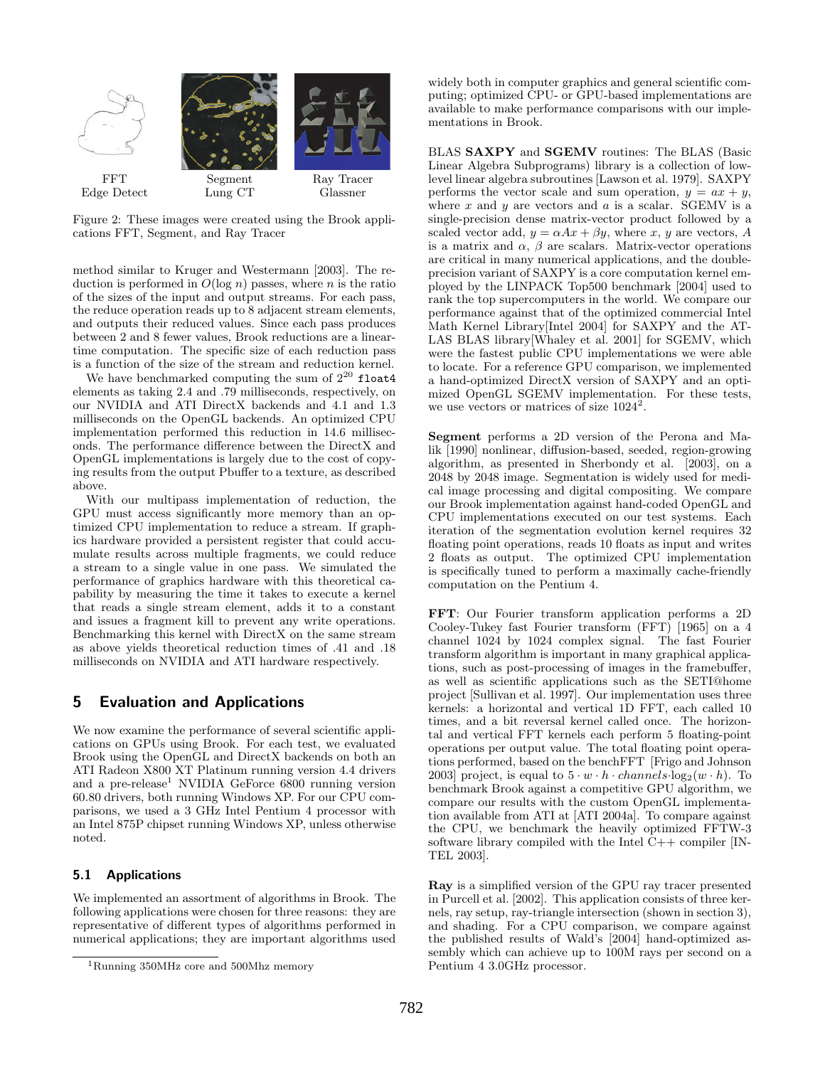FFT Edge Detect | Segment Lung CT | Ray Tracer Glassner

Figure 2: These images were created using the Brook applications FFT, Segment, and Ray Tracer

method similar to Kruger and Westermann [2003]. The reduction is performed in $O(\log n)$ passes, where $n$ is the ratio of the sizes of the input and output streams. For each pass, the reduce operation reads up to 8 adjacent stream elements, and outputs their reduced values. Since each pass produces between 2 and 8 fewer values, Brook reductions are a linear-time computation. The specific size of each reduction pass is a function of the size of the stream and reduction kernel.

We have benchmarked computing the sum of $2^{20}$ `float4` elements as taking 2.4 and .79 milliseconds, respectively, on our NVIDIA and ATI DirectX backends and 4.1 and 1.3 milliseconds on the OpenGL backends. An optimized CPU implementation performed this reduction in 14.6 milliseconds. The performance difference between the DirectX and OpenGL implementations is largely due to the cost of copying results from the output Pbuffer to a texture, as described above.

With our multipass implementation of reduction, the GPU must access significantly more memory than an optimized CPU implementation to reduce a stream. If graphics hardware provided a persistent register that could accumulate results across multiple fragments, we could reduce a stream to a single value in one pass. We simulated the performance of graphics hardware with this theoretical capability by measuring the time it takes to execute a kernel that reads a single stream element, adds it to a constant and issues a fragment kill to prevent any write operations. Benchmarking this kernel with DirectX on the same stream as above yields theoretical reduction times of .41 and .18 milliseconds on NVIDIA and ATI hardware respectively.

## 5 Evaluation and Applications

We now examine the performance of several scientific applications on GPUs using Brook. For each test, we evaluated Brook using the OpenGL and DirectX backends on both an ATI Radeon X800 XT Platinum running version 4.4 drivers and a pre-release[1] NVIDIA GeForce 6800 running version 60.80 drivers, both running Windows XP. For our CPU comparisons, we used a 3 GHz Intel Pentium 4 processor with an Intel 875P chipset running Windows XP, unless otherwise noted.

### 5.1 Applications

We implemented an assortment of algorithms in Brook. The following applications were chosen for three reasons: they are representative of different types of algorithms performed in numerical applications; they are important algorithms used widely both in computer graphics and general scientific computing; optimized CPU- or GPU-based implementations are available to make performance comparisons with our implementations in Brook.

BLAS **SAXPY** and **SGEMV** routines: The BLAS (Basic Linear Algebra Subprograms) library is a collection of low-level linear algebra subroutines [Lawson et al. 1979]. SAXPY performs the vector scale and sum operation, $y = ax + y$, where $x$ and $y$ are vectors and $a$ is a scalar. SGEMV is a single-precision dense matrix-vector product followed by a scaled vector add, $y = \alpha Ax + \beta y$, where $x$, $y$ are vectors, $A$ is a matrix and $\alpha$, $\beta$ are scalars. Matrix-vector operations are critical in many numerical applications, and the double-precision variant of SAXPY is a core computation kernel employed by the LINPACK Top500 benchmark [2004] used to rank the top supercomputers in the world. We compare our performance against that of the optimized commercial Intel Math Kernel Library[Intel 2004] for SAXPY and the ATLAS BLAS library[Whaley et al. 2001] for SGEMV, which were the fastest public CPU implementations we were able to locate. For a reference GPU comparison, we implemented a hand-optimized DirectX version of SAXPY and an optimized OpenGL SGEMV implementation. For these tests, we use vectors or matrices of size $1024^2$.

**Segment** performs a 2D version of the Perona and Malik [1990] nonlinear, diffusion-based, seeded, region-growing algorithm, as presented in Sherbondy et al. [2003], on a 2048 by 2048 image. Segmentation is widely used for medical image processing and digital compositing. We compare our Brook implementation against hand-coded OpenGL and CPU implementations executed on our test systems. Each iteration of the segmentation evolution kernel requires 32 floating point operations, reads 10 floats as input and writes 2 floats as output. The optimized CPU implementation is specifically tuned to perform a maximally cache-friendly computation on the Pentium 4.

**FFT**: Our Fourier transform application performs a 2D Cooley-Tukey fast Fourier transform (FFT) [1965] on a 4 channel 1024 by 1024 complex signal. The fast Fourier transform algorithm is important in many graphical applications, such as post-processing of images in the framebuffer, as well as scientific applications such as the SETI@home project [Sullivan et al. 1997]. Our implementation uses three kernels: a horizontal and vertical 1D FFT, each called 10 times, and a bit reversal kernel called once. The horizontal and vertical FFT kernels each perform 5 floating-point operations per output value. The total floating point operations performed, based on the benchFFT [Frigo and Johnson 2003] project, is equal to $5 \cdot w \cdot h \cdot channels \cdot \log_2(w \cdot h)$. To benchmark Brook against a competitive GPU algorithm, we compare our results with the custom OpenGL implementation available from ATI at [ATI 2004a]. To compare against the CPU, we benchmark the heavily optimized FFTW-3 software library compiled with the Intel C++ compiler [INTEL 2003].

**Ray** is a simplified version of the GPU ray tracer presented in Purcell et al. [2002]. This application consists of three kernels, ray setup, ray-triangle intersection (shown in section 3), and shading. For a CPU comparison, we compare against the published results of Wald's [2004] hand-optimized assembly which can achieve up to 100M rays per second on a Pentium 4 3.0GHz processor.

[1] Running 350MHz core and 500Mhz memory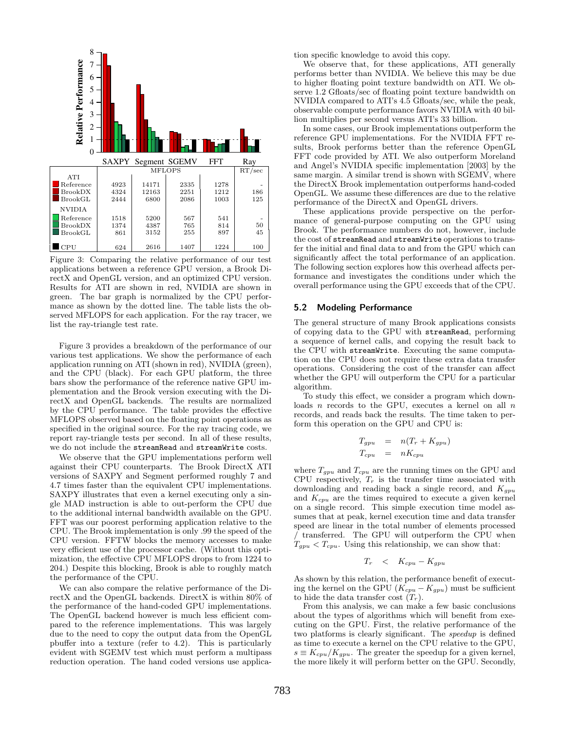| | SAXPY | Segment | SGEMV | FFT | Ray |
|---|---|---|---|---|---|
| | MFLOPS | | | | RT/sec |
| ATI | | | | | |
| Reference | 4923 | 14171 | 2335 | 1278 | - |
| BrookDX | 4324 | 12163 | 2251 | 1212 | 186 |
| BrookGL | 2444 | 6800 | 2086 | 1003 | 125 |
| NVIDIA | | | | | |
| Reference | 1518 | 5200 | 567 | 541 | - |
| BrookDX | 1374 | 4387 | 765 | 814 | 50 |
| BrookGL | 861 | 3152 | 255 | 897 | 45 |
| CPU | 624 | 2616 | 1407 | 1224 | 100 |

Figure 3: Comparing the relative performance of our test applications between a reference GPU version, a Brook DirectX and OpenGL version, and an optimized CPU version. Results for ATI are shown in red, NVIDIA are shown in green. The bar graph is normalized by the CPU performance as shown by the dotted line. The table lists the observed MFLOPS for each application. For the ray tracer, we list the ray-triangle test rate.

Figure 3 provides a breakdown of the performance of our various test applications. We show the performance of each application running on ATI (shown in red), NVIDIA (green), and the CPU (black). For each GPU platform, the three bars show the performance of the reference native GPU implementation and the Brook version executing with the DirectX and OpenGL backends. The results are normalized by the CPU performance. The table provides the effective MFLOPS observed based on the floating point operations as specified in the original source. For the ray tracing code, we report ray-triangle tests per second. In all of these results, we do not include the streamRead and streamWrite costs.

We observe that the GPU implementations perform well against their CPU counterparts. The Brook DirectX ATI versions of SAXPY and Segment performed roughly 7 and 4.7 times faster than the equivalent CPU implementations. SAXPY illustrates that even a kernel executing only a single MAD instruction is able to out-perform the CPU due to the additional internal bandwidth available on the GPU. FFT was our poorest performing application relative to the CPU. The Brook implementation is only .99 the speed of the CPU version. FFTW blocks the memory accesses to make very efficient use of the processor cache. (Without this optimization, the effective CPU MFLOPS drops to from 1224 to 204.) Despite this blocking, Brook is able to roughly match the performance of the CPU.

We can also compare the relative performance of the DirectX and the OpenGL backends. DirectX is within 80% of the performance of the hand-coded GPU implementations. The OpenGL backend however is much less efficient compared to the reference implementations. This was largely due to the need to copy the output data from the OpenGL pbuffer into a texture (refer to 4.2). This is particularly evident with SGEMV test which must perform a multipass reduction operation. The hand coded versions use application specific knowledge to avoid this copy.

We observe that, for these applications, ATI generally performs better than NVIDIA. We believe this may be due to higher floating point texture bandwidth on ATI. We observe 1.2 Gfloats/sec of floating point texture bandwidth on NVIDIA compared to ATI's 4.5 Gfloats/sec, while the peak, observable compute performance favors NVIDIA with 40 billion multiplies per second versus ATI's 33 billion.

In some cases, our Brook implementations outperform the reference GPU implementations. For the NVIDIA FFT results, Brook performs better than the reference OpenGL FFT code provided by ATI. We also outperform Moreland and Angel's NVIDIA specific implementation [2003] by the same margin. A similar trend is shown with SGEMV, where the DirectX Brook implementation outperforms hand-coded OpenGL. We assume these differences are due to the relative performance of the DirectX and OpenGL drivers.

These applications provide perspective on the performance of general-purpose computing on the GPU using Brook. The performance numbers do not, however, include the cost of streamRead and streamWrite operations to transfer the initial and final data to and from the GPU which can significantly affect the total performance of an application. The following section explores how this overhead affects performance and investigates the conditions under which the overall performance using the GPU exceeds that of the CPU.

### 5.2 Modeling Performance

The general structure of many Brook applications consists of copying data to the GPU with streamRead, performing a sequence of kernel calls, and copying the result back to the CPU with streamWrite. Executing the same computation on the CPU does not require these extra data transfer operations. Considering the cost of the transfer can affect whether the GPU will outperform the CPU for a particular algorithm.

To study this effect, we consider a program which downloads $n$ records to the GPU, executes a kernel on all $n$ records, and reads back the results. The time taken to perform this operation on the GPU and CPU is:

$$\begin{aligned} T_{gpu} &= n(T_r + K_{gpu}) \\ T_{cpu} &= nK_{cpu} \end{aligned}$$

where $T_{gpu}$ and $T_{cpu}$ are the running times on the GPU and CPU respectively, $T_r$ is the transfer time associated with downloading and reading back a single record, and $K_{gpu}$ and $K_{cpu}$ are the times required to execute a given kernel on a single record. This simple execution time model assumes that at peak, kernel execution time and data transfer speed are linear in the total number of elements processed / transferred. The GPU will outperform the CPU when $T_{gpu} < T_{cpu}$. Using this relationship, we can show that:

$$T_r < K_{cpu} - K_{gpu}$$

As shown by this relation, the performance benefit of executing the kernel on the GPU ($K_{cpu} - K_{gpu}$) must be sufficient to hide the data transfer cost ($T_r$).

From this analysis, we can make a few basic conclusions about the types of algorithms which will benefit from executing on the GPU. First, the relative performance of the two platforms is clearly significant. The *speedup* is defined as time to execute a kernel on the CPU relative to the GPU, $s \equiv K_{cpu}/K_{gpu}$. The greater the speedup for a given kernel, the more likely it will perform better on the GPU. Secondly,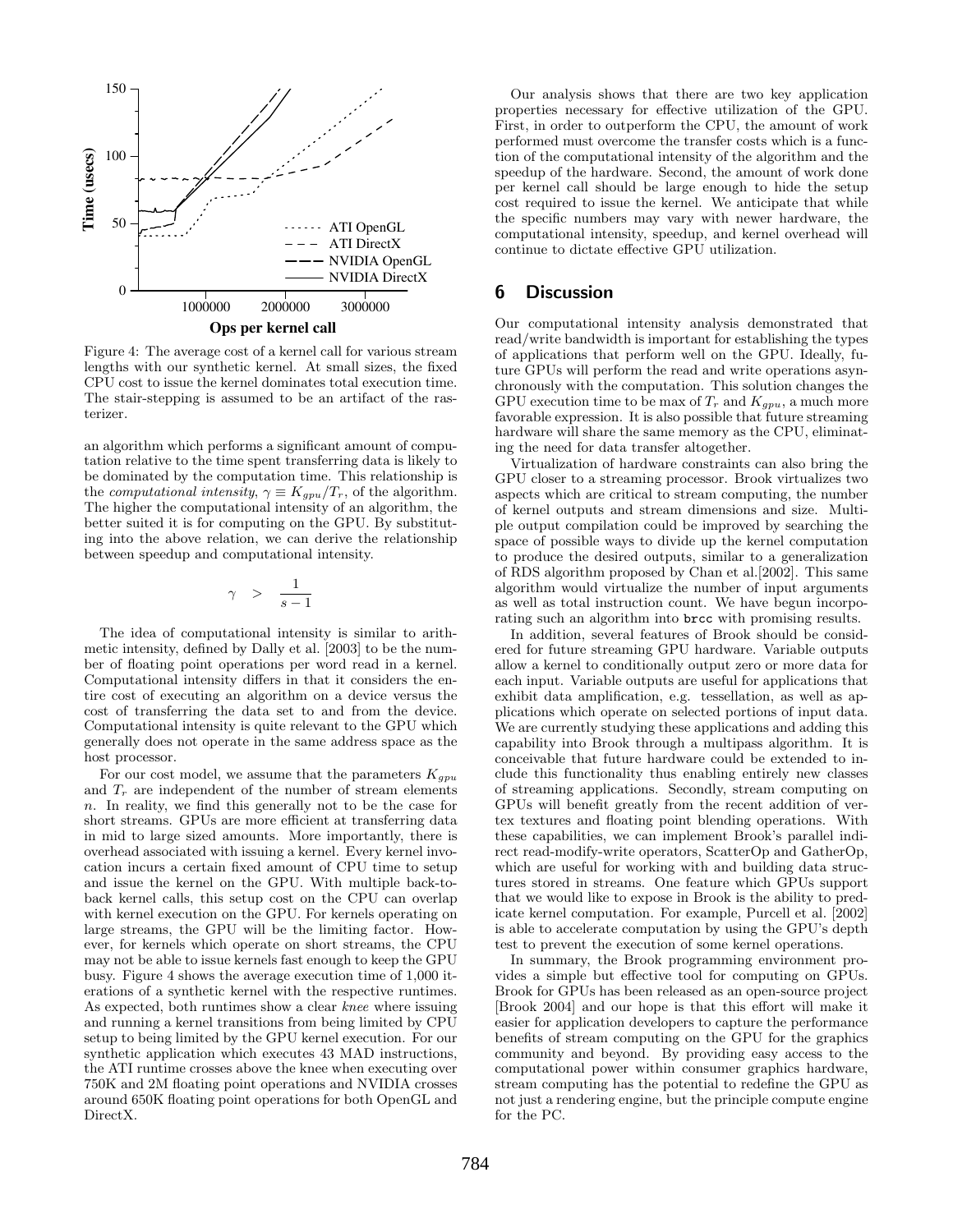150

100

50

0

Time (usecs)

1000000 2000000 3000000

Ops per kernel call

ATI OpenGL

ATI DirectX

NVIDIA OpenGL

NVIDIA DirectX

Figure 4: The average cost of a kernel call for various stream lengths with our synthetic kernel. At small sizes, the fixed CPU cost to issue the kernel dominates total execution time. The stair-stepping is assumed to be an artifact of the rasterizer.

an algorithm which performs a significant amount of computation relative to the time spent transferring data is likely to be dominated by the computation time. This relationship is the *computational intensity*, $\gamma \equiv K_{gpu}/T_r$, of the algorithm. The higher the computational intensity of an algorithm, the better suited it is for computing on the GPU. By substituting into the above relation, we can derive the relationship between speedup and computational intensity.

$$\gamma \quad > \quad \frac{1}{s-1}$$

The idea of computational intensity is similar to arithmetic intensity, defined by Dally et al. [2003] to be the number of floating point operations per word read in a kernel. Computational intensity differs in that it considers the entire cost of executing an algorithm on a device versus the cost of transferring the data set to and from the device. Computational intensity is quite relevant to the GPU which generally does not operate in the same address space as the host processor.

For our cost model, we assume that the parameters $K_{gpu}$ and $T_r$ are independent of the number of stream elements $n$. In reality, we find this generally not to be the case for short streams. GPUs are more efficient at transferring data in mid to large sized amounts. More importantly, there is overhead associated with issuing a kernel. Every kernel invocation incurs a certain fixed amount of CPU time to setup and issue the kernel on the GPU. With multiple back-to-back kernel calls, this setup cost on the CPU can overlap with kernel execution on the GPU. For kernels operating on large streams, the GPU will be the limiting factor. However, for kernels which operate on short streams, the CPU may not be able to issue kernels fast enough to keep the GPU busy. Figure 4 shows the average execution time of 1,000 iterations of a synthetic kernel with the respective runtimes. As expected, both runtimes show a clear *knee* where issuing and running a kernel transitions from being limited by CPU setup to being limited by the GPU kernel execution. For our synthetic application which executes 43 MAD instructions, the ATI runtime crosses above the knee when executing over 750K and 2M floating point operations and NVIDIA crosses around 650K floating point operations for both OpenGL and DirectX.

Our analysis shows that there are two key application properties necessary for effective utilization of the GPU. First, in order to outperform the CPU, the amount of work performed must overcome the transfer costs which is a function of the computational intensity of the algorithm and the speedup of the hardware. Second, the amount of work done per kernel call should be large enough to hide the setup cost required to issue the kernel. We anticipate that while the specific numbers may vary with newer hardware, the computational intensity, speedup, and kernel overhead will continue to dictate effective GPU utilization.

## 6 Discussion

Our computational intensity analysis demonstrated that read/write bandwidth is important for establishing the types of applications that perform well on the GPU. Ideally, future GPUs will perform the read and write operations asynchronously with the computation. This solution changes the GPU execution time to be max of $T_r$ and $K_{gpu}$, a much more favorable expression. It is also possible that future streaming hardware will share the same memory as the CPU, eliminating the need for data transfer altogether.

Virtualization of hardware constraints can also bring the GPU closer to a streaming processor. Brook virtualizes two aspects which are critical to stream computing, the number of kernel outputs and stream dimensions and size. Multiple output compilation could be improved by searching the space of possible ways to divide up the kernel computation to produce the desired outputs, similar to a generalization of RDS algorithm proposed by Chan et al.[2002]. This same algorithm would virtualize the number of input arguments as well as total instruction count. We have begun incorporating such an algorithm into `brcc` with promising results.

In addition, several features of Brook should be considered for future streaming GPU hardware. Variable outputs allow a kernel to conditionally output zero or more data for each input. Variable outputs are useful for applications that exhibit data amplification, e.g. tessellation, as well as applications which operate on selected portions of input data. We are currently studying these applications and adding this capability into Brook through a multipass algorithm. It is conceivable that future hardware could be extended to include this functionality thus enabling entirely new classes of streaming applications. Secondly, stream computing on GPUs will benefit greatly from the recent addition of vertex textures and floating point blending operations. With these capabilities, we can implement Brook's parallel indirect read-modify-write operators, ScatterOp and GatherOp, which are useful for working with and building data structures stored in streams. One feature which GPUs support that we would like to expose in Brook is the ability to predicate kernel computation. For example, Purcell et al. [2002] is able to accelerate computation by using the GPU's depth test to prevent the execution of some kernel operations.

In summary, the Brook programming environment provides a simple but effective tool for computing on GPUs. Brook for GPUs has been released as an open-source project [Brook 2004] and our hope is that this effort will make it easier for application developers to capture the performance benefits of stream computing on the GPU for the graphics community and beyond. By providing easy access to the computational power within consumer graphics hardware, stream computing has the potential to redefine the GPU as not just a rendering engine, but the principle compute engine for the PC.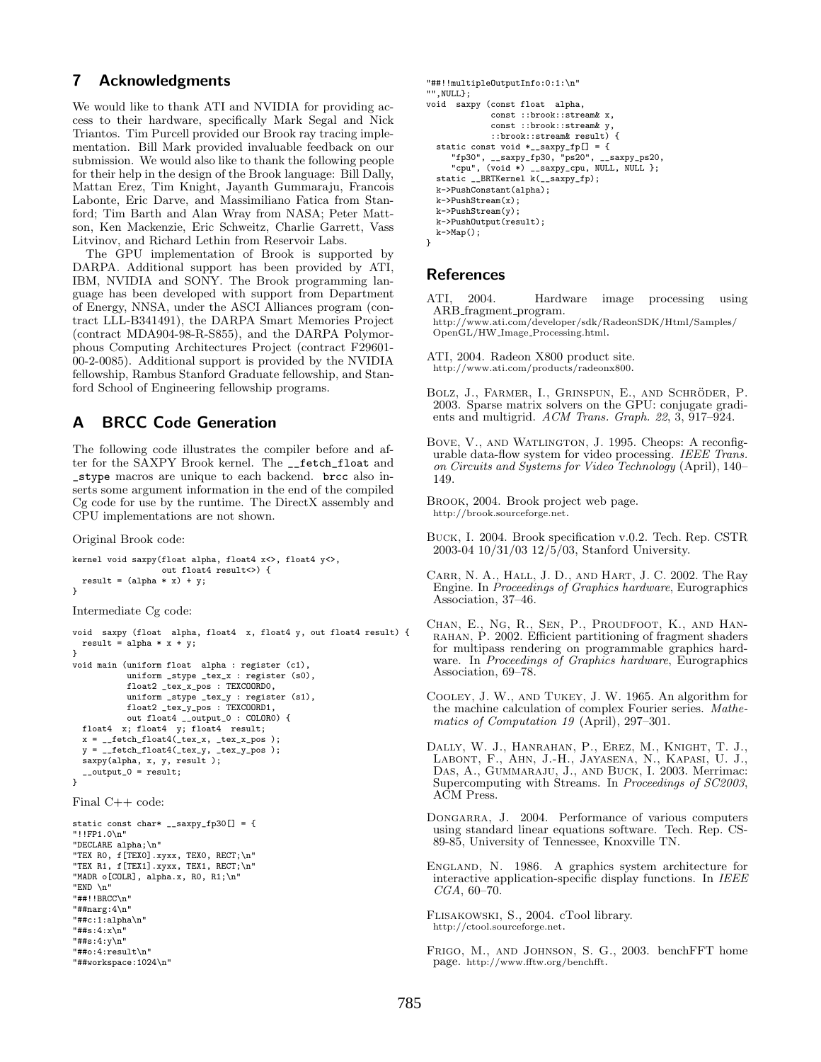## 7 Acknowledgments

We would like to thank ATI and NVIDIA for providing access to their hardware, specifically Mark Segal and Nick Triantos. Tim Purcell provided our Brook ray tracing implementation. Bill Mark provided invaluable feedback on our submission. We would also like to thank the following people for their help in the design of the Brook language: Bill Dally, Mattan Erez, Tim Knight, Jayanth Gummaraju, Francois Labonte, Eric Darve, and Massimiliano Fatica from Stanford; Tim Barth and Alan Wray from NASA; Peter Mattson, Ken Mackenzie, Eric Schweitz, Charlie Garrett, Vass Litvinov, and Richard Lethin from Reservoir Labs.

The GPU implementation of Brook is supported by DARPA. Additional support has been provided by ATI, IBM, NVIDIA and SONY. The Brook programming language has been developed with support from Department of Energy, NNSA, under the ASCI Alliances program (contract LLL-B341491), the DARPA Smart Memories Project (contract MDA904-98-R-S855), and the DARPA Polymorphous Computing Architectures Project (contract F29601-00-2-0085). Additional support is provided by the NVIDIA fellowship, Rambus Stanford Graduate fellowship, and Stanford School of Engineering fellowship programs.

## A BRCC Code Generation

The following code illustrates the compiler before and after for the SAXPY Brook kernel. The `__fetch_float` and `_stype` macros are unique to each backend. `brcc` also inserts some argument information in the end of the compiled Cg code for use by the runtime. The DirectX assembly and CPU implementations are not shown.

Original Brook code:

```
kernel void saxpy(float alpha, float4 x<>, float4 y<>,
                  out float4 result<>) {
  result = (alpha * x) + y;
}
```

Intermediate Cg code:

```
void  saxpy (float  alpha, float4  x, float4 y, out float4 result) {
  result = alpha * x + y;
}
void main (uniform float  alpha : register (c1),
           uniform _stype _tex_x : register (s0),
           float2 _tex_x_pos : TEXCOORD0,
           uniform _stype _tex_y : register (s1),
           float2 _tex_y_pos : TEXCOORD1,
           out float4 __output_0 : COLOR0) {
  float4  x; float4  y; float4  result;
  x = __fetch_float4(_tex_x, _tex_x_pos );
  y = __fetch_float4(_tex_y, _tex_y_pos );
  saxpy(alpha, x, y, result );
  __output_0 = result;
}
```

Final C++ code:

```
static const char* __saxpy_fp30[] = {
"!!FP1.0\n"
"DECLARE alpha;\n"
"TEX R0, f[TEX0].xyxx, TEX0, RECT;\n"
"TEX R1, f[TEX1].xyxx, TEX1, RECT;\n"
"MADR o[COLR], alpha.x, R0, R1;\n"
"END \n"
"##!!BRCC\n"
"##narg:4\n"
"##c:1:alpha\n"
"##s:4:x\n"
"##s:4:y\n"
"##o:4:result\n"
"##workspace:1024\n"
"##!!multipleOutputInfo:0:1:\n"
"",NULL};
void  saxpy (const float  alpha,
             const ::brook::stream& x,
             const ::brook::stream& y,
             ::brook::stream& result) {
  static const void *__saxpy_fp[] = {
     "fp30", __saxpy_fp30, "ps20", __saxpy_ps20,
     "cpu", (void *) __saxpy_cpu, NULL, NULL };
  static __BRTKernel k(__saxpy_fp);
  k->PushConstant(alpha);
  k->PushStream(x);
  k->PushStream(y);
  k->PushOutput(result);
  k->Map();
}
```

## References

ATI, 2004. Hardware image processing using ARB_fragment_program. http://www.ati.com/developer/sdk/RadeonSDK/Html/Samples/OpenGL/HW_Image_Processing.html.

ATI, 2004. Radeon X800 product site. http://www.ati.com/products/radeonx800.

Bolz, J., Farmer, I., Grinspun, E., and Schröder, P. 2003. Sparse matrix solvers on the GPU: conjugate gradients and multigrid. *ACM Trans. Graph. 22*, 3, 917–924.

Bove, V., and Watlington, J. 1995. Cheops: A reconfigurable data-flow system for video processing. *IEEE Trans. on Circuits and Systems for Video Technology* (April), 140–149.

Brook, 2004. Brook project web page. http://brook.sourceforge.net.

Buck, I. 2004. Brook specification v.0.2. Tech. Rep. CSTR 2003-04 10/31/03 12/5/03, Stanford University.

Carr, N. A., Hall, J. D., and Hart, J. C. 2002. The Ray Engine. In *Proceedings of Graphics hardware*, Eurographics Association, 37–46.

Chan, E., Ng, R., Sen, P., Proudfoot, K., and Hanrahan, P. 2002. Efficient partitioning of fragment shaders for multipass rendering on programmable graphics hardware. In *Proceedings of Graphics hardware*, Eurographics Association, 69–78.

Cooley, J. W., and Tukey, J. W. 1965. An algorithm for the machine calculation of complex Fourier series. *Mathematics of Computation 19* (April), 297–301.

Dally, W. J., Hanrahan, P., Erez, M., Knight, T. J., Labont, F., Ahn, J.-H., Jayasena, N., Kapasi, U. J., Das, A., Gummaraju, J., and Buck, I. 2003. Merrimac: Supercomputing with Streams. In *Proceedings of SC2003*, ACM Press.

Dongarra, J. 2004. Performance of various computers using standard linear equations software. Tech. Rep. CS-89-85, University of Tennessee, Knoxville TN.

England, N. 1986. A graphics system architecture for interactive application-specific display functions. In *IEEE CGA*, 60–70.

Flisakowski, S., 2004. cTool library. http://ctool.sourceforge.net.

Frigo, M., and Johnson, S. G., 2003. benchFFT home page. http://www.fftw.org/benchfft.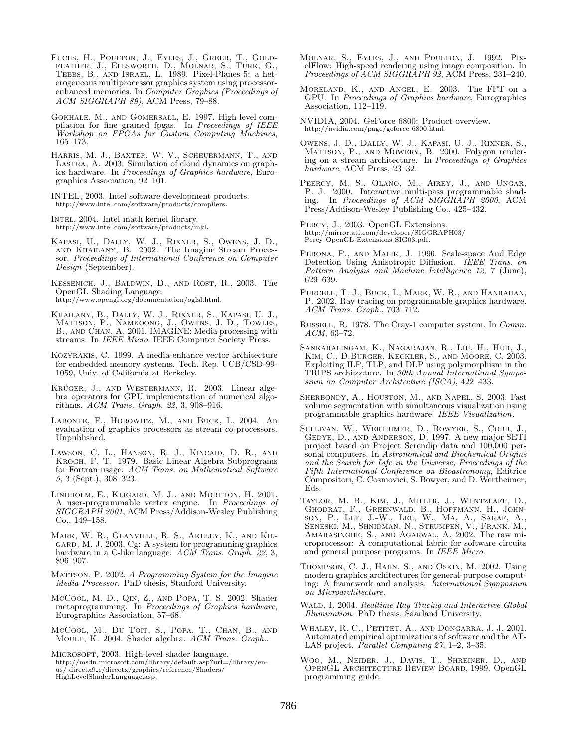Fuchs, H., Poulton, J., Eyles, J., Greer, T., Goldfeather, J., Ellsworth, D., Molnar, S., Turk, G., Tebbs, B., and Israel, L. 1989. Pixel-Planes 5: a heterogeneous multiprocessor graphics system using processor-enhanced memories. In *Computer Graphics (Proceedings of ACM SIGGRAPH 89)*, ACM Press, 79–88.

Gokhale, M., and Gomersall, E. 1997. High level compilation for fine grained fpgas. In *Proceedings of IEEE Workshop on FPGAs for Custom Computing Machines*, 165–173.

Harris, M. J., Baxter, W. V., Scheuermann, T., and Lastra, A. 2003. Simulation of cloud dynamics on graphics hardware. In *Proceedings of Graphics hardware*, Eurographics Association, 92–101.

INTEL, 2003. Intel software development products. http://www.intel.com/software/products/compilers.

Intel, 2004. Intel math kernel library. http://www.intel.com/software/products/mkl.

Kapasi, U., Dally, W. J., Rixner, S., Owens, J. D., and Khailany, B. 2002. The Imagine Stream Processor. *Proceedings of International Conference on Computer Design* (September).

Kessenich, J., Baldwin, D., and Rost, R., 2003. The OpenGL Shading Language. http://www.opengl.org/documentation/oglsl.html.

Khailany, B., Dally, W. J., Rixner, S., Kapasi, U. J., Mattson, P., Namkoong, J., Owens, J. D., Towles, B., and Chan, A. 2001. IMAGINE: Media processing with streams. In *IEEE Micro*. IEEE Computer Society Press.

Kozyrakis, C. 1999. A media-enhance vector architecture for embedded memory systems. Tech. Rep. UCB/CSD-99-1059, Univ. of California at Berkeley.

Krüger, J., and Westermann, R. 2003. Linear algebra operators for GPU implementation of numerical algorithms. *ACM Trans. Graph. 22*, 3, 908–916.

Labonte, F., Horowitz, M., and Buck, I., 2004. An evaluation of graphics processors as stream co-processors. Unpublished.

Lawson, C. L., Hanson, R. J., Kincaid, D. R., and Krogh, F. T. 1979. Basic Linear Algebra Subprograms for Fortran usage. *ACM Trans. on Mathematical Software 5*, 3 (Sept.), 308–323.

Lindholm, E., Kligard, M. J., and Moreton, H. 2001. A user-programmable vertex engine. In *Proceedings of SIGGRAPH 2001*, ACM Press/Addison-Wesley Publishing Co., 149–158.

Mark, W. R., Glanville, R. S., Akeley, K., and Kilgard, M. J. 2003. Cg: A system for programming graphics hardware in a C-like language. *ACM Trans. Graph. 22*, 3, 896–907.

Mattson, P. 2002. *A Programming System for the Imagine Media Processor*. PhD thesis, Stanford University.

McCool, M. D., Qin, Z., and Popa, T. S. 2002. Shader metaprogramming. In *Proceedings of Graphics hardware*, Eurographics Association, 57–68.

McCool, M., Du Toit, S., Popa, T., Chan, B., and Moule, K. 2004. Shader algebra. *ACM Trans. Graph.*.

Microsoft, 2003. High-level shader language. http://msdn.microsoft.com/library/default.asp?url=/library/en-us/ directx9_c/directx/graphics/reference/Shaders/ HighLevelShaderLanguage.asp.

Molnar, S., Eyles, J., and Poulton, J. 1992. PixelFlow: High-speed rendering using image composition. In *Proceedings of ACM SIGGRAPH 92*, ACM Press, 231–240.

Moreland, K., and Angel, E. 2003. The FFT on a GPU. In *Proceedings of Graphics hardware*, Eurographics Association, 112–119.

NVIDIA, 2004. GeForce 6800: Product overview. http://nvidia.com/page/geforce_6800.html.

Owens, J. D., Dally, W. J., Kapasi, U. J., Rixner, S., Mattson, P., and Mowery, B. 2000. Polygon rendering on a stream architecture. In *Proceedings of Graphics hardware*, ACM Press, 23–32.

Peercy, M. S., Olano, M., Airey, J., and Ungar, P. J. 2000. Interactive multi-pass programmable shading. In *Proceedings of ACM SIGGRAPH 2000*, ACM Press/Addison-Wesley Publishing Co., 425–432.

Percy, J., 2003. OpenGL Extensions. http://mirror.ati.com/developer/SIGGRAPH03/ Percy_OpenGL_Extensions_SIG03.pdf.

Perona, P., and Malik, J. 1990. Scale-space And Edge Detection Using Anisotropic Diffusion. *IEEE Trans. on Pattern Analysis and Machine Intelligence 12*, 7 (June), 629–639.

Purcell, T. J., Buck, I., Mark, W. R., and Hanrahan, P. 2002. Ray tracing on programmable graphics hardware. *ACM Trans. Graph.*, 703–712.

Russell, R. 1978. The Cray-1 computer system. In *Comm. ACM*, 63–72.

Sankaralingam, K., Nagarajan, R., Liu, H., Huh, J., Kim, C., D.Burger, Keckler, S., and Moore, C. 2003. Exploiting ILP, TLP, and DLP using polymorphism in the TRIPS architecture. In *30th Annual International Symposium on Computer Architecture (ISCA)*, 422–433.

Sherbondy, A., Houston, M., and Napel, S. 2003. Fast volume segmentation with simultaneous visualization using programmable graphics hardware. *IEEE Visualization*.

Sullivan, W., Werthimer, D., Bowyer, S., Cobb, J., Gedye, D., and Anderson, D. 1997. A new major SETI project based on Project Serendip data and 100,000 personal computers. In *Astronomical and Biochemical Origins and the Search for Life in the Universe, Proceedings of the Fifth International Conference on Bioastronomy*, Editrice Compositori, C. Cosmovici, S. Bowyer, and D. Wertheimer, Eds.

Taylor, M. B., Kim, J., Miller, J., Wentzlaff, D., Ghodrat, F., Greenwald, B., Hoffmann, H., Johnson, P., Lee, J.-W., Lee, W., Ma, A., Saraf, A., Seneski, M., Shnidman, N., Strumpen, V., Frank, M., Amarasinghe, S., and Agarwal, A. 2002. The raw microprocessor: A computational fabric for software circuits and general purpose programs. In *IEEE Micro*.

Thompson, C. J., Hahn, S., and Oskin, M. 2002. Using modern graphics architectures for general-purpose computing: A framework and analysis. *International Symposium on Microarchitecture*.

Wald, I. 2004. *Realtime Ray Tracing and Interactive Global Illumination*. PhD thesis, Saarland University.

Whaley, R. C., Petitet, A., and Dongarra, J. J. 2001. Automated empirical optimizations of software and the ATLAS project. *Parallel Computing 27*, 1–2, 3–35.

Woo, M., Neider, J., Davis, T., Shreiner, D., and OpenGL Architecture Review Board, 1999. OpenGL programming guide.